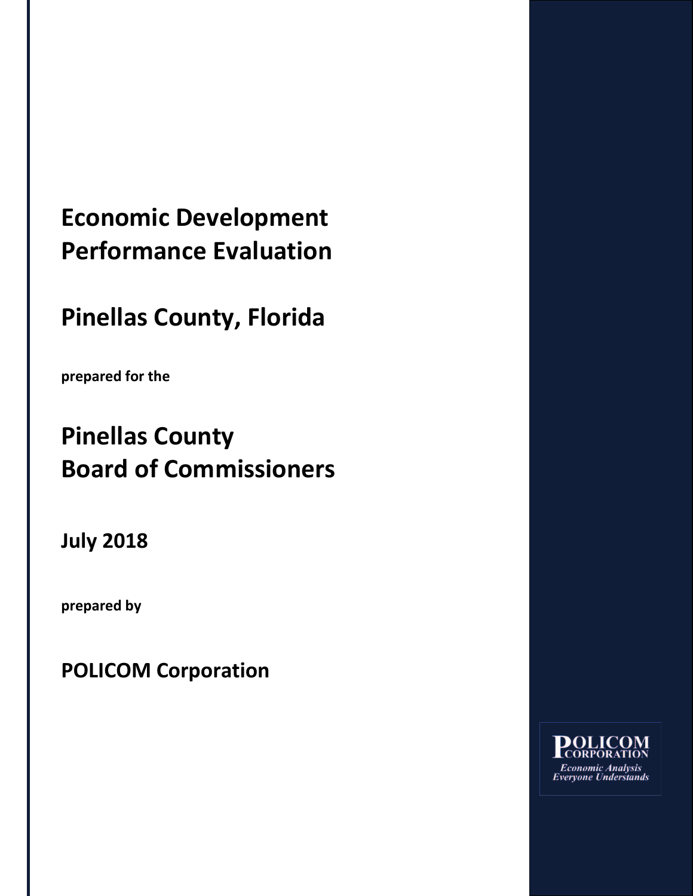# Economic Development Performance Evaluation

# Pinellas County, Florida

**prepared for the**

# Pinellas County Board of Commissioners

## July 2018

**prepared by**

## POLICOM Corporation

POLICOM CORPORATION
*Economic Analysis Everyone Understands*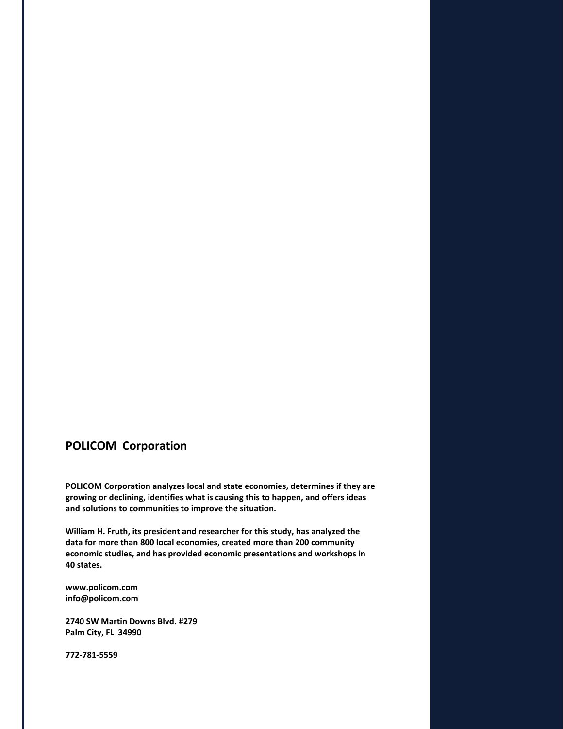## POLICOM Corporation

**POLICOM Corporation analyzes local and state economies, determines if they are growing or declining, identifies what is causing this to happen, and offers ideas and solutions to communities to improve the situation.**

**William H. Fruth, its president and researcher for this study, has analyzed the data for more than 800 local economies, created more than 200 community economic studies, and has provided economic presentations and workshops in 40 states.**

**www.policom.com**
**info@policom.com**

**2740 SW Martin Downs Blvd. #279**
**Palm City, FL 34990**

**772-781-5559**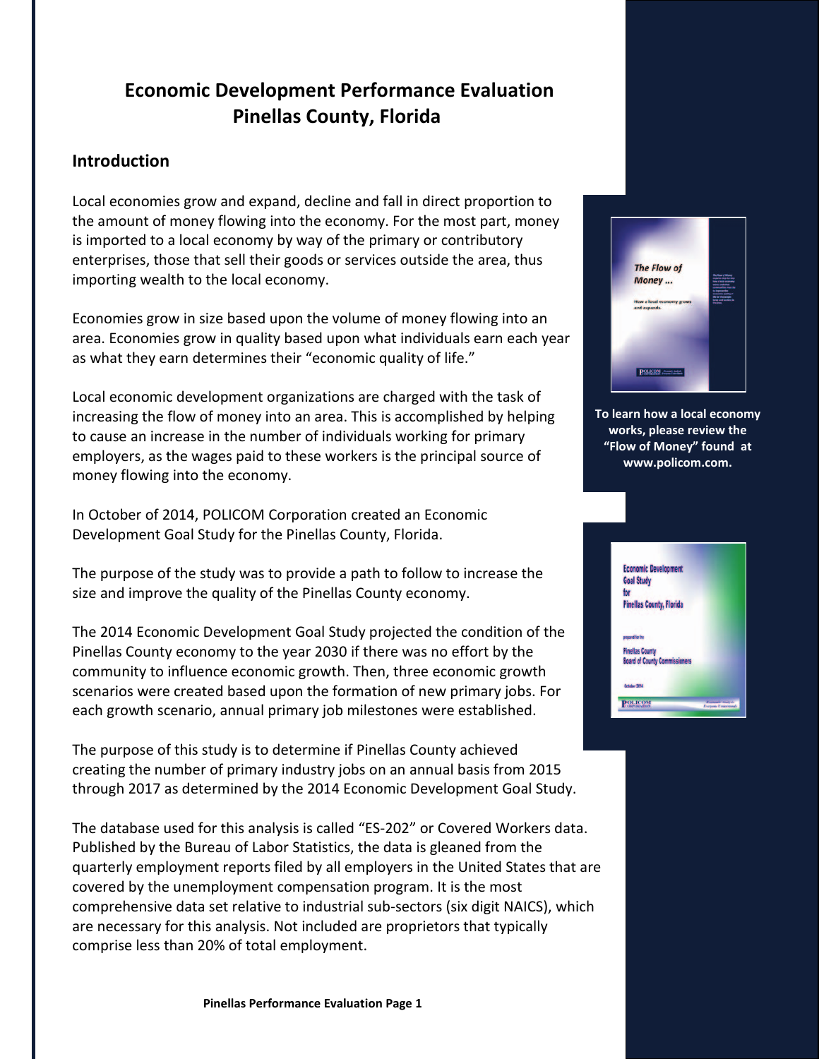# Economic Development Performance Evaluation Pinellas County, Florida

## Introduction

Local economies grow and expand, decline and fall in direct proportion to the amount of money flowing into the economy. For the most part, money is imported to a local economy by way of the primary or contributory enterprises, those that sell their goods or services outside the area, thus importing wealth to the local economy.

Economies grow in size based upon the volume of money flowing into an area. Economies grow in quality based upon what individuals earn each year as what they earn determines their "economic quality of life."

Local economic development organizations are charged with the task of increasing the flow of money into an area. This is accomplished by helping to cause an increase in the number of individuals working for primary employers, as the wages paid to these workers is the principal source of money flowing into the economy.

In October of 2014, POLICOM Corporation created an Economic Development Goal Study for the Pinellas County, Florida.

The purpose of the study was to provide a path to follow to increase the size and improve the quality of the Pinellas County economy.

The 2014 Economic Development Goal Study projected the condition of the Pinellas County economy to the year 2030 if there was no effort by the community to influence economic growth. Then, three economic growth scenarios were created based upon the formation of new primary jobs. For each growth scenario, annual primary job milestones were established.

The purpose of this study is to determine if Pinellas County achieved creating the number of primary industry jobs on an annual basis from 2015 through 2017 as determined by the 2014 Economic Development Goal Study.

The database used for this analysis is called "ES-202" or Covered Workers data. Published by the Bureau of Labor Statistics, the data is gleaned from the quarterly employment reports filed by all employers in the United States that are covered by the unemployment compensation program. It is the most comprehensive data set relative to industrial sub-sectors (six digit NAICS), which are necessary for this analysis. Not included are proprietors that typically comprise less than 20% of total employment.

**To learn how a local economy works, please review the "Flow of Money" found at www.policom.com.**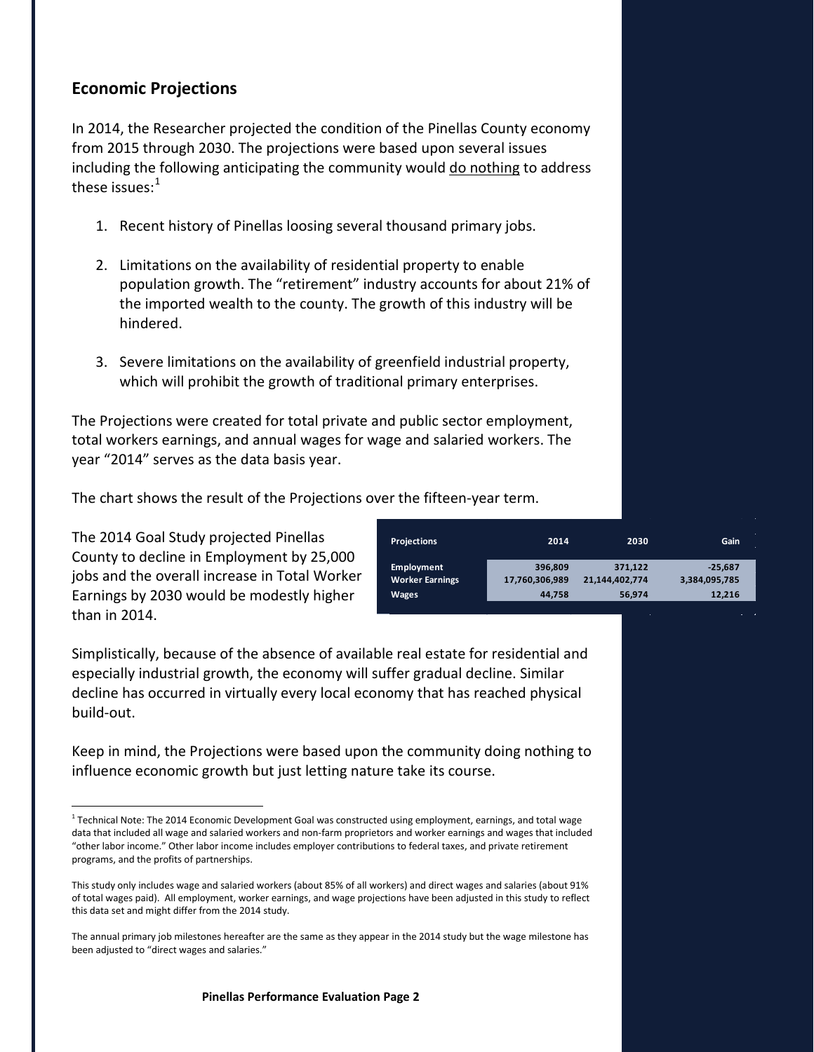## Economic Projections

In 2014, the Researcher projected the condition of the Pinellas County economy from 2015 through 2030. The projections were based upon several issues including the following anticipating the community would do nothing to address these issues:[1]

1. Recent history of Pinellas loosing several thousand primary jobs.

2. Limitations on the availability of residential property to enable population growth. The "retirement" industry accounts for about 21% of the imported wealth to the county. The growth of this industry will be hindered.

3. Severe limitations on the availability of greenfield industrial property, which will prohibit the growth of traditional primary enterprises.

The Projections were created for total private and public sector employment, total workers earnings, and annual wages for wage and salaried workers. The year "2014" serves as the data basis year.

The chart shows the result of the Projections over the fifteen-year term.

The 2014 Goal Study projected Pinellas County to decline in Employment by 25,000 jobs and the overall increase in Total Worker Earnings by 2030 would be modestly higher than in 2014.

| Projections | 2014 | 2030 | Gain |
|---|---|---|---|
| Employment | 396,809 | 371,122 | -25,687 |
| Worker Earnings | 17,760,306,989 | 21,144,402,774 | 3,384,095,785 |
| Wages | 44,758 | 56,974 | 12,216 |

Simplistically, because of the absence of available real estate for residential and especially industrial growth, the economy will suffer gradual decline. Similar decline has occurred in virtually every local economy that has reached physical build-out.

Keep in mind, the Projections were based upon the community doing nothing to influence economic growth but just letting nature take its course.

[1] Technical Note: The 2014 Economic Development Goal was constructed using employment, earnings, and total wage data that included all wage and salaried workers and non-farm proprietors and worker earnings and wages that included "other labor income." Other labor income includes employer contributions to federal taxes, and private retirement programs, and the profits of partnerships.

This study only includes wage and salaried workers (about 85% of all workers) and direct wages and salaries (about 91% of total wages paid). All employment, worker earnings, and wage projections have been adjusted in this study to reflect this data set and might differ from the 2014 study.

The annual primary job milestones hereafter are the same as they appear in the 2014 study but the wage milestone has been adjusted to "direct wages and salaries."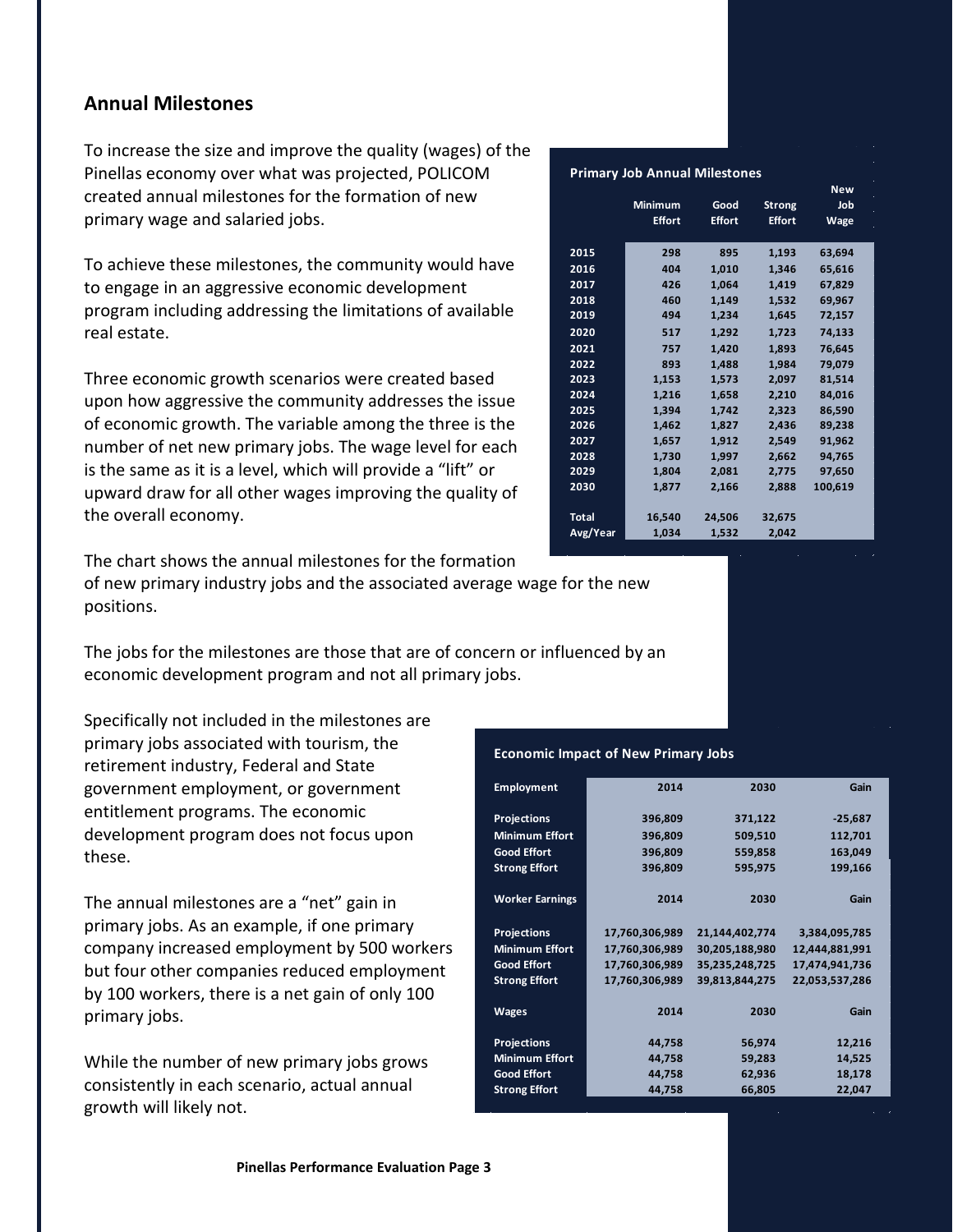## Annual Milestones

To increase the size and improve the quality (wages) of the Pinellas economy over what was projected, POLICOM created annual milestones for the formation of new primary wage and salaried jobs.

To achieve these milestones, the community would have to engage in an aggressive economic development program including addressing the limitations of available real estate.

Three economic growth scenarios were created based upon how aggressive the community addresses the issue of economic growth. The variable among the three is the number of net new primary jobs. The wage level for each is the same as it is a level, which will provide a "lift" or upward draw for all other wages improving the quality of the overall economy.

**Primary Job Annual Milestones**

| | Minimum Effort | Good Effort | Strong Effort | New Job Wage |
|---|---|---|---|---|
| 2015 | 298 | 895 | 1,193 | 63,694 |
| 2016 | 404 | 1,010 | 1,346 | 65,616 |
| 2017 | 426 | 1,064 | 1,419 | 67,829 |
| 2018 | 460 | 1,149 | 1,532 | 69,967 |
| 2019 | 494 | 1,234 | 1,645 | 72,157 |
| 2020 | 517 | 1,292 | 1,723 | 74,133 |
| 2021 | 757 | 1,420 | 1,893 | 76,645 |
| 2022 | 893 | 1,488 | 1,984 | 79,079 |
| 2023 | 1,153 | 1,573 | 2,097 | 81,514 |
| 2024 | 1,216 | 1,658 | 2,210 | 84,016 |
| 2025 | 1,394 | 1,742 | 2,323 | 86,590 |
| 2026 | 1,462 | 1,827 | 2,436 | 89,238 |
| 2027 | 1,657 | 1,912 | 2,549 | 91,962 |
| 2028 | 1,730 | 1,997 | 2,662 | 94,765 |
| 2029 | 1,804 | 2,081 | 2,775 | 97,650 |
| 2030 | 1,877 | 2,166 | 2,888 | 100,619 |
| Total | 16,540 | 24,506 | 32,675 | |
| Avg/Year | 1,034 | 1,532 | 2,042 | |

The chart shows the annual milestones for the formation of new primary industry jobs and the associated average wage for the new positions.

The jobs for the milestones are those that are of concern or influenced by an economic development program and not all primary jobs.

Specifically not included in the milestones are primary jobs associated with tourism, the retirement industry, Federal and State government employment, or government entitlement programs. The economic development program does not focus upon these.

The annual milestones are a "net" gain in primary jobs. As an example, if one primary company increased employment by 500 workers but four other companies reduced employment by 100 workers, there is a net gain of only 100 primary jobs.

While the number of new primary jobs grows consistently in each scenario, actual annual growth will likely not.

**Economic Impact of New Primary Jobs**

| Employment | 2014 | 2030 | Gain |
|---|---|---|---|
| Projections | 396,809 | 371,122 | -25,687 |
| Minimum Effort | 396,809 | 509,510 | 112,701 |
| Good Effort | 396,809 | 559,858 | 163,049 |
| Strong Effort | 396,809 | 595,975 | 199,166 |
| **Worker Earnings** | **2014** | **2030** | **Gain** |
| Projections | 17,760,306,989 | 21,144,402,774 | 3,384,095,785 |
| Minimum Effort | 17,760,306,989 | 30,205,188,980 | 12,444,881,991 |
| Good Effort | 17,760,306,989 | 35,235,248,725 | 17,474,941,736 |
| Strong Effort | 17,760,306,989 | 39,813,844,275 | 22,053,537,286 |
| **Wages** | **2014** | **2030** | **Gain** |
| Projections | 44,758 | 56,974 | 12,216 |
| Minimum Effort | 44,758 | 59,283 | 14,525 |
| Good Effort | 44,758 | 62,936 | 18,178 |
| Strong Effort | 44,758 | 66,805 | 22,047 |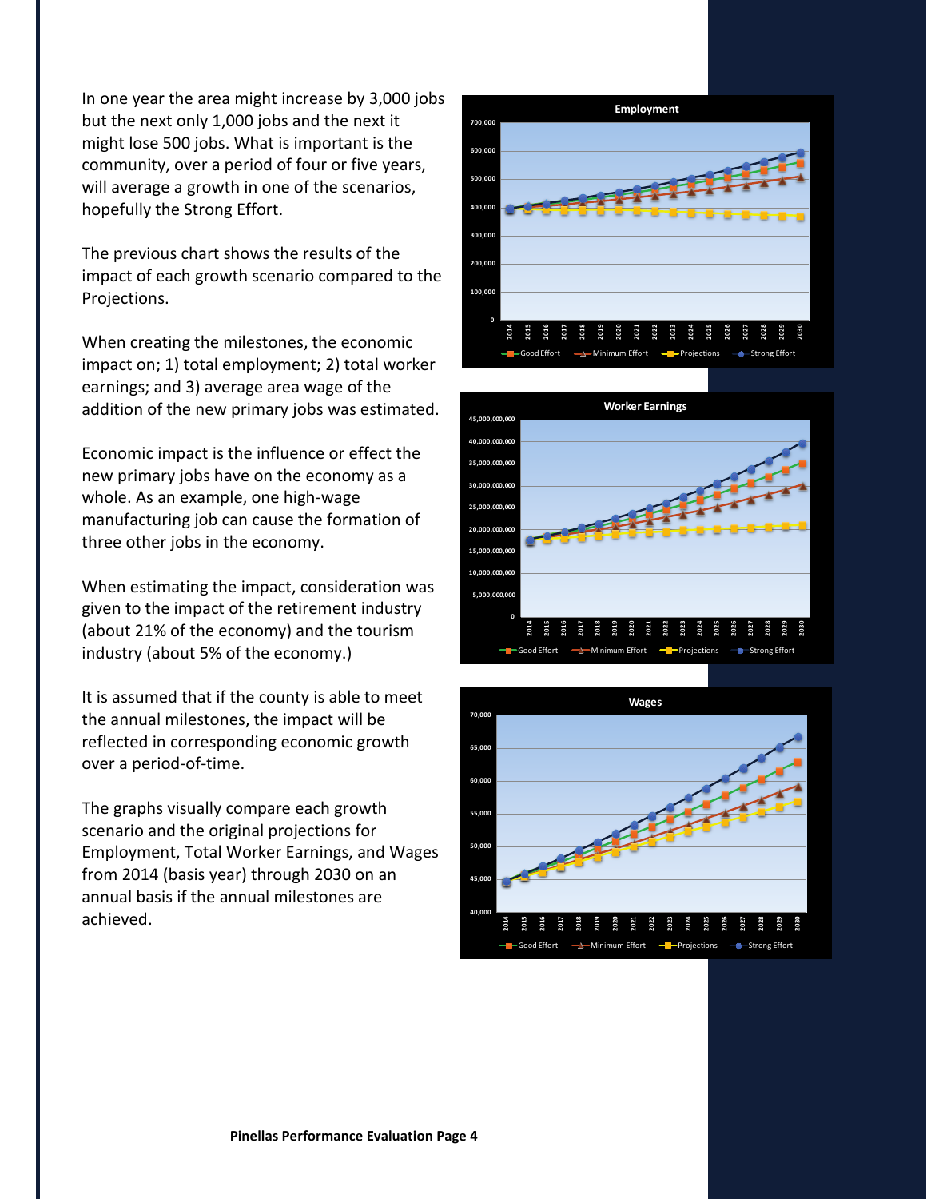In one year the area might increase by 3,000 jobs but the next only 1,000 jobs and the next it might lose 500 jobs. What is important is the community, over a period of four or five years, will average a growth in one of the scenarios, hopefully the Strong Effort.

The previous chart shows the results of the impact of each growth scenario compared to the Projections.

When creating the milestones, the economic impact on; 1) total employment; 2) total worker earnings; and 3) average area wage of the addition of the new primary jobs was estimated.

Economic impact is the influence or effect the new primary jobs have on the economy as a whole. As an example, one high-wage manufacturing job can cause the formation of three other jobs in the economy.

When estimating the impact, consideration was given to the impact of the retirement industry (about 21% of the economy) and the tourism industry (about 5% of the economy.)

It is assumed that if the county is able to meet the annual milestones, the impact will be reflected in corresponding economic growth over a period-of-time.

The graphs visually compare each growth scenario and the original projections for Employment, Total Worker Earnings, and Wages from 2014 (basis year) through 2030 on an annual basis if the annual milestones are achieved.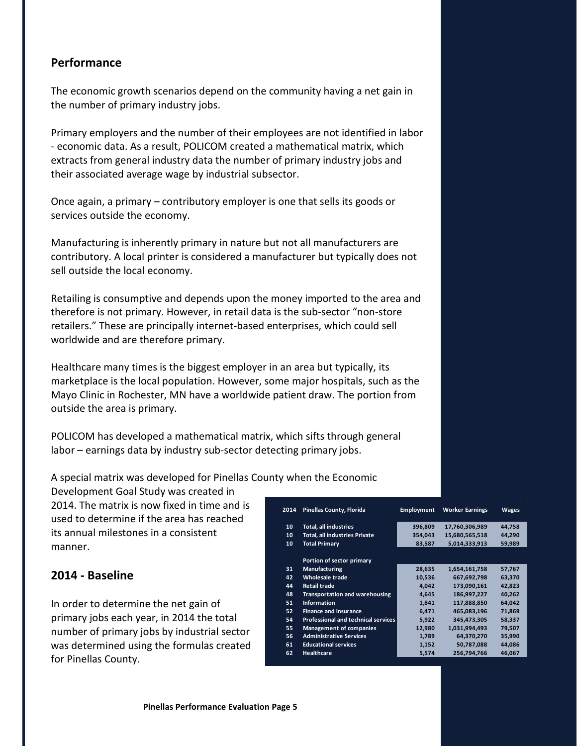## Performance

The economic growth scenarios depend on the community having a net gain in the number of primary industry jobs.

Primary employers and the number of their employees are not identified in labor - economic data. As a result, POLICOM created a mathematical matrix, which extracts from general industry data the number of primary industry jobs and their associated average wage by industrial subsector.

Once again, a primary – contributory employer is one that sells its goods or services outside the economy.

Manufacturing is inherently primary in nature but not all manufacturers are contributory. A local printer is considered a manufacturer but typically does not sell outside the local economy.

Retailing is consumptive and depends upon the money imported to the area and therefore is not primary. However, in retail data is the sub-sector "non-store retailers." These are principally internet-based enterprises, which could sell worldwide and are therefore primary.

Healthcare many times is the biggest employer in an area but typically, its marketplace is the local population. However, some major hospitals, such as the Mayo Clinic in Rochester, MN have a worldwide patient draw. The portion from outside the area is primary.

POLICOM has developed a mathematical matrix, which sifts through general labor – earnings data by industry sub-sector detecting primary jobs.

A special matrix was developed for Pinellas County when the Economic Development Goal Study was created in 2014. The matrix is now fixed in time and is used to determine if the area has reached its annual milestones in a consistent manner.

## 2014 - Baseline

In order to determine the net gain of primary jobs each year, in 2014 the total number of primary jobs by industrial sector was determined using the formulas created for Pinellas County.

| 2014 | Pinellas County, Florida | Employment | Worker Earnings | Wages |
|---|---|---|---|---|
| 10 | Total, all industries | 396,809 | 17,760,306,989 | 44,758 |
| 10 | Total, all industries Private | 354,043 | 15,680,565,518 | 44,290 |
| 10 | Total Primary | 83,587 | 5,014,333,913 | 59,989 |
| | Portion of sector primary | | | |
| 31 | Manufacturing | 28,635 | 1,654,161,758 | 57,767 |
| 42 | Wholesale trade | 10,536 | 667,692,798 | 63,370 |
| 44 | Retail trade | 4,042 | 173,090,161 | 42,823 |
| 48 | Transportation and warehousing | 4,645 | 186,997,227 | 40,262 |
| 51 | Information | 1,841 | 117,888,850 | 64,042 |
| 52 | Finance and insurance | 6,471 | 465,083,196 | 71,869 |
| 54 | Professional and technical services | 5,922 | 345,473,305 | 58,337 |
| 55 | Management of companies | 12,980 | 1,031,994,493 | 79,507 |
| 56 | Administrative Services | 1,789 | 64,370,270 | 35,990 |
| 61 | Educational services | 1,152 | 50,787,088 | 44,086 |
| 62 | Healthcare | 5,574 | 256,794,766 | 46,067 |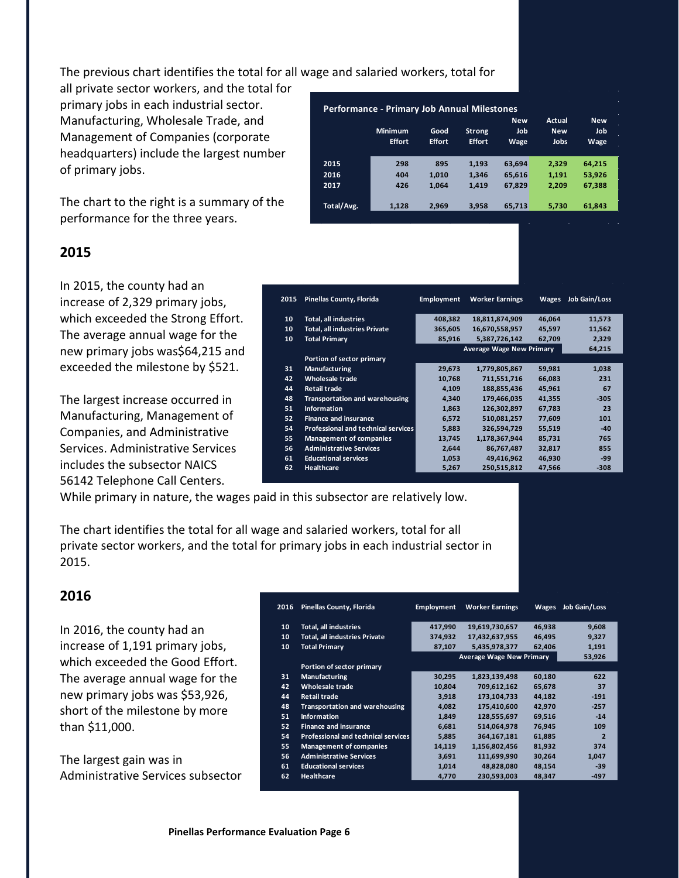The previous chart identifies the total for all wage and salaried workers, total for all private sector workers, and the total for primary jobs in each industrial sector. Manufacturing, Wholesale Trade, and Management of Companies (corporate headquarters) include the largest number of primary jobs.

The chart to the right is a summary of the performance for the three years.

| Performance - Primary Job Annual Milestones | | | | | | |
|---|---|---|---|---|---|---|
| | Minimum Effort | Good Effort | Strong Effort | New Job Wage | Actual New Jobs | New Job Wage |
| 2015 | 298 | 895 | 1,193 | 63,694 | 2,329 | 64,215 |
| 2016 | 404 | 1,010 | 1,346 | 65,616 | 1,191 | 53,926 |
| 2017 | 426 | 1,064 | 1,419 | 67,829 | 2,209 | 67,388 |
| Total/Avg. | 1,128 | 2,969 | 3,958 | 65,713 | 5,730 | 61,843 |

## 2015

In 2015, the county had an increase of 2,329 primary jobs, which exceeded the Strong Effort. The average annual wage for the new primary jobs was$64,215 and exceeded the milestone by $521.

The largest increase occurred in Manufacturing, Management of Companies, and Administrative Services. Administrative Services includes the subsector NAICS 56142 Telephone Call Centers. While primary in nature, the wages paid in this subsector are relatively low.

| 2015 | Pinellas County, Florida | Employment | Worker Earnings | Wages | Job Gain/Loss |
|---|---|---|---|---|---|
| 10 | Total, all industries | 408,382 | 18,811,874,909 | 46,064 | 11,573 |
| 10 | Total, all industries Private | 365,605 | 16,670,558,957 | 45,597 | 11,562 |
| 10 | Total Primary | 85,916 | 5,387,726,142 | 62,709 | 2,329 |
| | | | Average Wage New Primary | | 64,215 |
| | Portion of sector primary | | | | |
| 31 | Manufacturing | 29,673 | 1,779,805,867 | 59,981 | 1,038 |
| 42 | Wholesale trade | 10,768 | 711,551,716 | 66,083 | 231 |
| 44 | Retail trade | 4,109 | 188,855,436 | 45,961 | 67 |
| 48 | Transportation and warehousing | 4,340 | 179,466,035 | 41,355 | -305 |
| 51 | Information | 1,863 | 126,302,897 | 67,783 | 23 |
| 52 | Finance and insurance | 6,572 | 510,081,257 | 77,609 | 101 |
| 54 | Professional and technical services | 5,883 | 326,594,729 | 55,519 | -40 |
| 55 | Management of companies | 13,745 | 1,178,367,944 | 85,731 | 765 |
| 56 | Administrative Services | 2,644 | 86,767,487 | 32,817 | 855 |
| 61 | Educational services | 1,053 | 49,416,962 | 46,930 | -99 |
| 62 | Healthcare | 5,267 | 250,515,812 | 47,566 | -308 |

The chart identifies the total for all wage and salaried workers, total for all private sector workers, and the total for primary jobs in each industrial sector in 2015.

## 2016

In 2016, the county had an increase of 1,191 primary jobs, which exceeded the Good Effort. The average annual wage for the new primary jobs was $53,926, short of the milestone by more than $11,000.

The largest gain was in Administrative Services subsector

| 2016 | Pinellas County, Florida | Employment | Worker Earnings | Wages | Job Gain/Loss |
|---|---|---|---|---|---|
| 10 | Total, all industries | 417,990 | 19,619,730,657 | 46,938 | 9,608 |
| 10 | Total, all industries Private | 374,932 | 17,432,637,955 | 46,495 | 9,327 |
| 10 | Total Primary | 87,107 | 5,435,978,377 | 62,406 | 1,191 |
| | | | Average Wage New Primary | | 53,926 |
| | Portion of sector primary | | | | |
| 31 | Manufacturing | 30,295 | 1,823,139,498 | 60,180 | 622 |
| 42 | Wholesale trade | 10,804 | 709,612,162 | 65,678 | 37 |
| 44 | Retail trade | 3,918 | 173,104,733 | 44,182 | -191 |
| 48 | Transportation and warehousing | 4,082 | 175,410,600 | 42,970 | -257 |
| 51 | Information | 1,849 | 128,555,697 | 69,516 | -14 |
| 52 | Finance and insurance | 6,681 | 514,064,978 | 76,945 | 109 |
| 54 | Professional and technical services | 5,885 | 364,167,181 | 61,885 | 2 |
| 55 | Management of companies | 14,119 | 1,156,802,456 | 81,932 | 374 |
| 56 | Administrative Services | 3,691 | 111,699,990 | 30,264 | 1,047 |
| 61 | Educational services | 1,014 | 48,828,080 | 48,154 | -39 |
| 62 | Healthcare | 4,770 | 230,593,003 | 48,347 | -497 |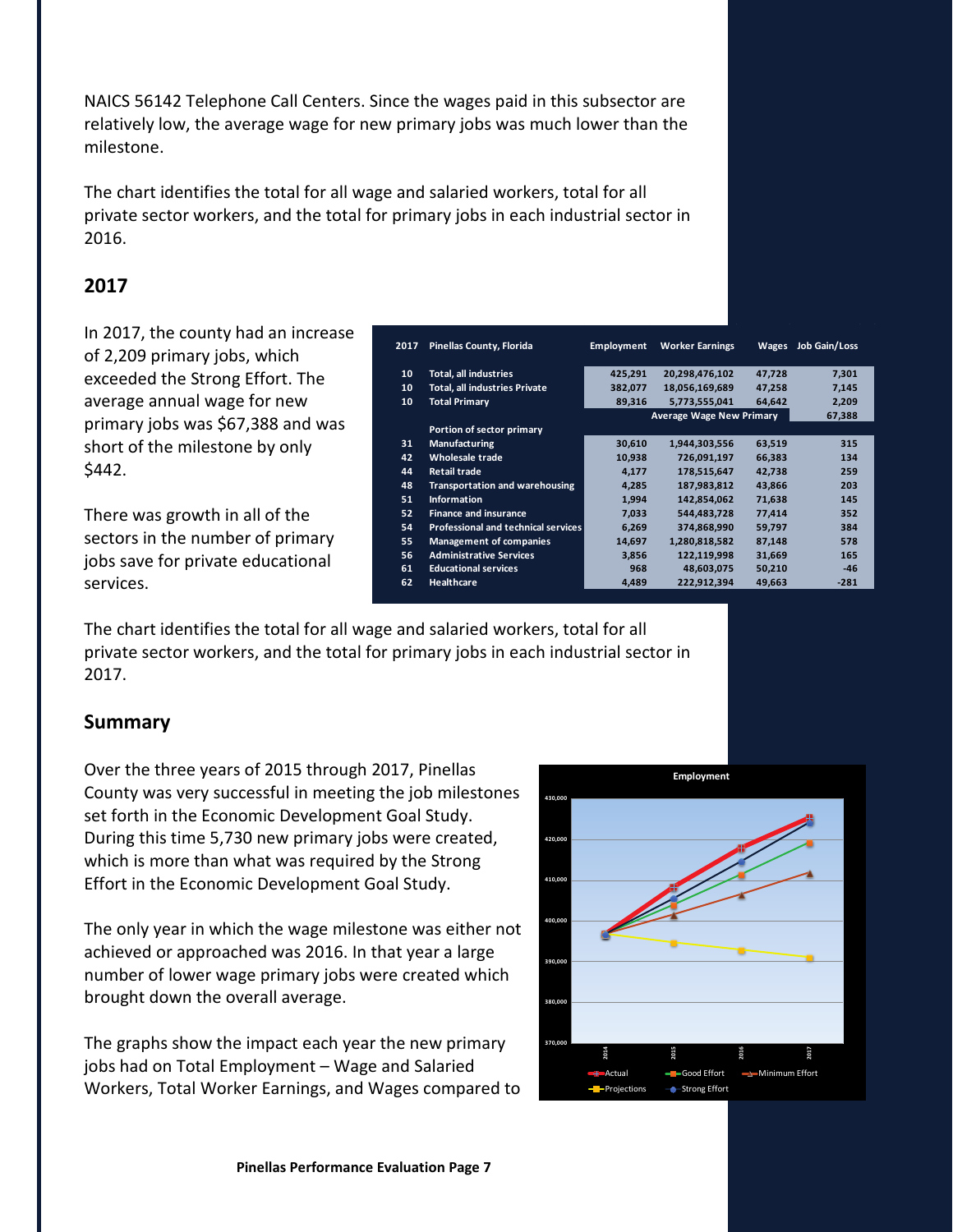NAICS 56142 Telephone Call Centers. Since the wages paid in this subsector are relatively low, the average wage for new primary jobs was much lower than the milestone.

The chart identifies the total for all wage and salaried workers, total for all private sector workers, and the total for primary jobs in each industrial sector in 2016.

## 2017

In 2017, the county had an increase of 2,209 primary jobs, which exceeded the Strong Effort. The average annual wage for new primary jobs was $67,388 and was short of the milestone by only $442.

There was growth in all of the sectors in the number of primary jobs save for private educational services.

| 2017 | Pinellas County, Florida | Employment | Worker Earnings | Wages | Job Gain/Loss |
|---|---|---|---|---|---|
| 10 | Total, all industries | 425,291 | 20,298,476,102 | 47,728 | 7,301 |
| 10 | Total, all industries Private | 382,077 | 18,056,169,689 | 47,258 | 7,145 |
| 10 | Total Primary | 89,316 | 5,773,555,041 | 64,642 | 2,209 |
| | | | Average Wage New Primary | | 67,388 |
| | Portion of sector primary | | | | |
| 31 | Manufacturing | 30,610 | 1,944,303,556 | 63,519 | 315 |
| 42 | Wholesale trade | 10,938 | 726,091,197 | 66,383 | 134 |
| 44 | Retail trade | 4,177 | 178,515,647 | 42,738 | 259 |
| 48 | Transportation and warehousing | 4,285 | 187,983,812 | 43,866 | 203 |
| 51 | Information | 1,994 | 142,854,062 | 71,638 | 145 |
| 52 | Finance and insurance | 7,033 | 544,483,728 | 77,414 | 352 |
| 54 | Professional and technical services | 6,269 | 374,868,990 | 59,797 | 384 |
| 55 | Management of companies | 14,697 | 1,280,818,582 | 87,148 | 578 |
| 56 | Administrative Services | 3,856 | 122,119,998 | 31,669 | 165 |
| 61 | Educational services | 968 | 48,603,075 | 50,210 | -46 |
| 62 | Healthcare | 4,489 | 222,912,394 | 49,663 | -281 |

The chart identifies the total for all wage and salaried workers, total for all private sector workers, and the total for primary jobs in each industrial sector in 2017.

## Summary

Over the three years of 2015 through 2017, Pinellas County was very successful in meeting the job milestones set forth in the Economic Development Goal Study. During this time 5,730 new primary jobs were created, which is more than what was required by the Strong Effort in the Economic Development Goal Study.

The only year in which the wage milestone was either not achieved or approached was 2016. In that year a large number of lower wage primary jobs were created which brought down the overall average.

The graphs show the impact each year the new primary jobs had on Total Employment – Wage and Salaried Workers, Total Worker Earnings, and Wages compared to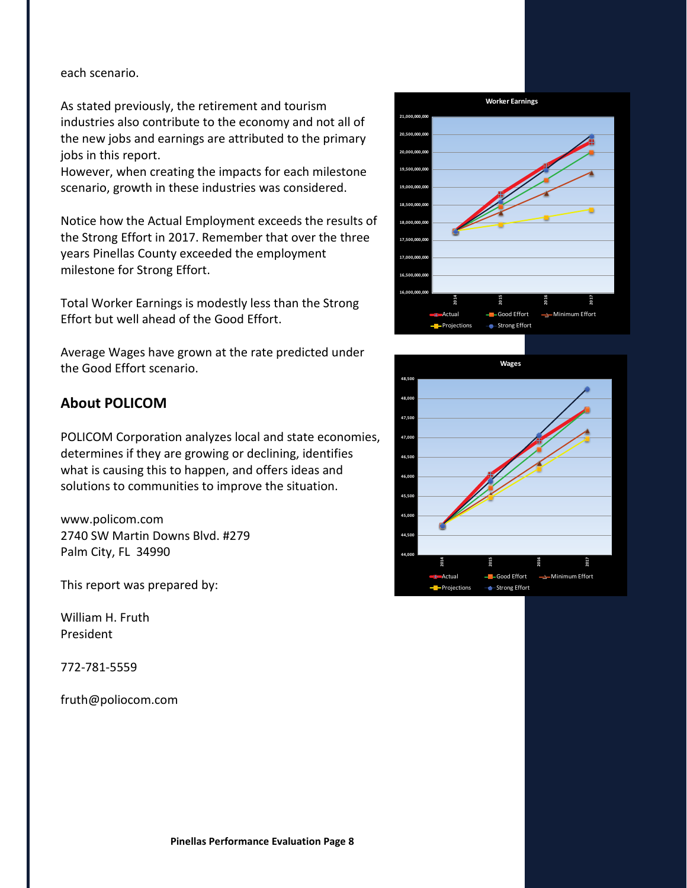each scenario.

As stated previously, the retirement and tourism industries also contribute to the economy and not all of the new jobs and earnings are attributed to the primary jobs in this report.
However, when creating the impacts for each milestone scenario, growth in these industries was considered.

Notice how the Actual Employment exceeds the results of the Strong Effort in 2017. Remember that over the three years Pinellas County exceeded the employment milestone for Strong Effort.

Total Worker Earnings is modestly less than the Strong Effort but well ahead of the Good Effort.

Average Wages have grown at the rate predicted under the Good Effort scenario.

Worker Earnings

21,000,000,000
20,500,000,000
20,000,000,000
19,500,000,000
19,000,000,000
18,500,000,000
18,000,000,000
17,500,000,000
17,000,000,000
16,500,000,000
16,000,000,000

2014
2015
2016
2017

Actual
Good Effort
Minimum Effort
Projections
Strong Effort

Wages

48,500
48,000
47,500
47,000
46,500
46,000
45,500
45,000
44,500
44,000

2014
2015
2016
2017

Actual
Good Effort
Minimum Effort
Projections
Strong Effort

## About POLICOM

POLICOM Corporation analyzes local and state economies, determines if they are growing or declining, identifies what is causing this to happen, and offers ideas and solutions to communities to improve the situation.

www.policom.com
2740 SW Martin Downs Blvd. #279
Palm City, FL 34990

This report was prepared by:

William H. Fruth
President

772-781-5559

fruth@poliocom.com